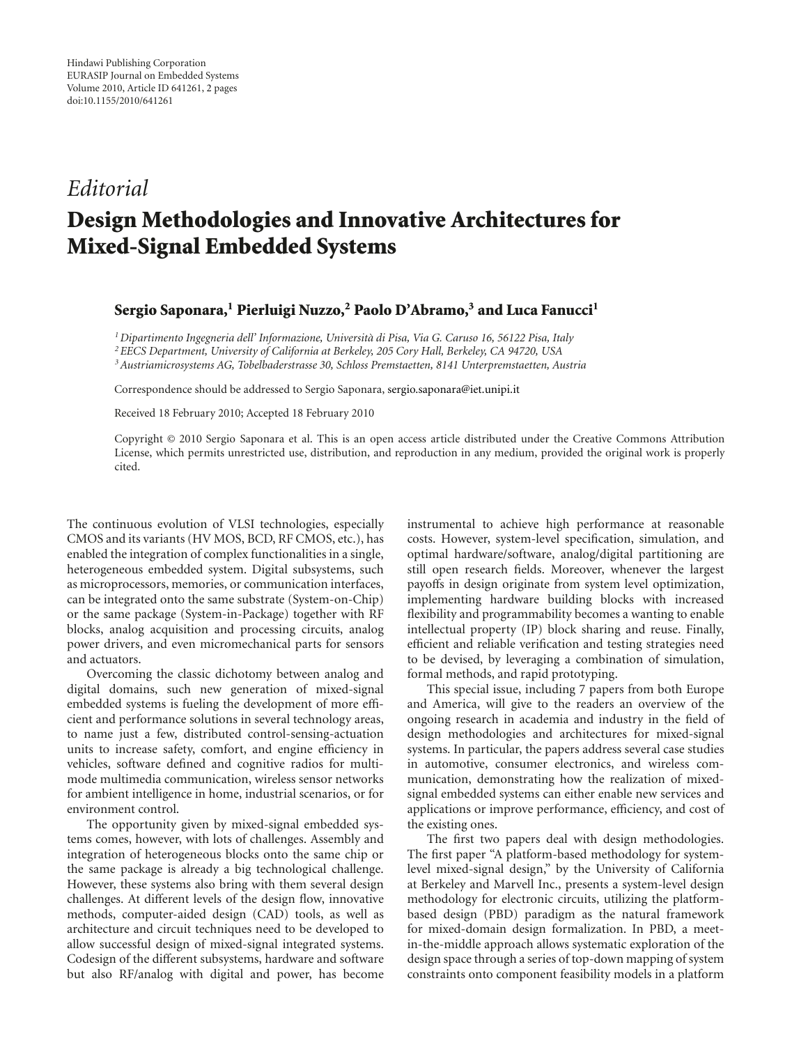Hindawi Publishing Corporation
EURASIP Journal on Embedded Systems
Volume 2010, Article ID 641261, 2 pages
doi:10.1155/2010/641261

*Editorial*

# Design Methodologies and Innovative Architectures for Mixed-Signal Embedded Systems

**Sergio Saponara,[1] Pierluigi Nuzzo,[2] Paolo D'Abramo,[3] and Luca Fanucci[1]**

[1] *Dipartimento Ingegneria dell' Informazione, Università di Pisa, Via G. Caruso 16, 56122 Pisa, Italy*
[2] *EECS Department, University of California at Berkeley, 205 Cory Hall, Berkeley, CA 94720, USA*
[3] *Austriamicrosystems AG, Tobelbaderstrasse 30, Schloss Premstaetten, 8141 Unterpremstaetten, Austria*

Correspondence should be addressed to Sergio Saponara, sergio.saponara@iet.unipi.it

Received 18 February 2010; Accepted 18 February 2010

Copyright © 2010 Sergio Saponara et al. This is an open access article distributed under the Creative Commons Attribution License, which permits unrestricted use, distribution, and reproduction in any medium, provided the original work is properly cited.

The continuous evolution of VLSI technologies, especially CMOS and its variants (HV MOS, BCD, RF CMOS, etc.), has enabled the integration of complex functionalities in a single, heterogeneous embedded system. Digital subsystems, such as microprocessors, memories, or communication interfaces, can be integrated onto the same substrate (System-on-Chip) or the same package (System-in-Package) together with RF blocks, analog acquisition and processing circuits, analog power drivers, and even micromechanical parts for sensors and actuators.

Overcoming the classic dichotomy between analog and digital domains, such new generation of mixed-signal embedded systems is fueling the development of more efficient and performance solutions in several technology areas, to name just a few, distributed control-sensing-actuation units to increase safety, comfort, and engine efficiency in vehicles, software defined and cognitive radios for multimode multimedia communication, wireless sensor networks for ambient intelligence in home, industrial scenarios, or for environment control.

The opportunity given by mixed-signal embedded systems comes, however, with lots of challenges. Assembly and integration of heterogeneous blocks onto the same chip or the same package is already a big technological challenge. However, these systems also bring with them several design challenges. At different levels of the design flow, innovative methods, computer-aided design (CAD) tools, as well as architecture and circuit techniques need to be developed to allow successful design of mixed-signal integrated systems. Codesign of the different subsystems, hardware and software but also RF/analog with digital and power, has become instrumental to achieve high performance at reasonable costs. However, system-level specification, simulation, and optimal hardware/software, analog/digital partitioning are still open research fields. Moreover, whenever the largest payoffs in design originate from system level optimization, implementing hardware building blocks with increased flexibility and programmability becomes a wanting to enable intellectual property (IP) block sharing and reuse. Finally, efficient and reliable verification and testing strategies need to be devised, by leveraging a combination of simulation, formal methods, and rapid prototyping.

This special issue, including 7 papers from both Europe and America, will give to the readers an overview of the ongoing research in academia and industry in the field of design methodologies and architectures for mixed-signal systems. In particular, the papers address several case studies in automotive, consumer electronics, and wireless communication, demonstrating how the realization of mixed-signal embedded systems can either enable new services and applications or improve performance, efficiency, and cost of the existing ones.

The first two papers deal with design methodologies. The first paper "A platform-based methodology for system-level mixed-signal design," by the University of California at Berkeley and Marvell Inc., presents a system-level design methodology for electronic circuits, utilizing the platform-based design (PBD) paradigm as the natural framework for mixed-domain design formalization. In PBD, a meet-in-the-middle approach allows systematic exploration of the design space through a series of top-down mapping of system constraints onto component feasibility models in a platform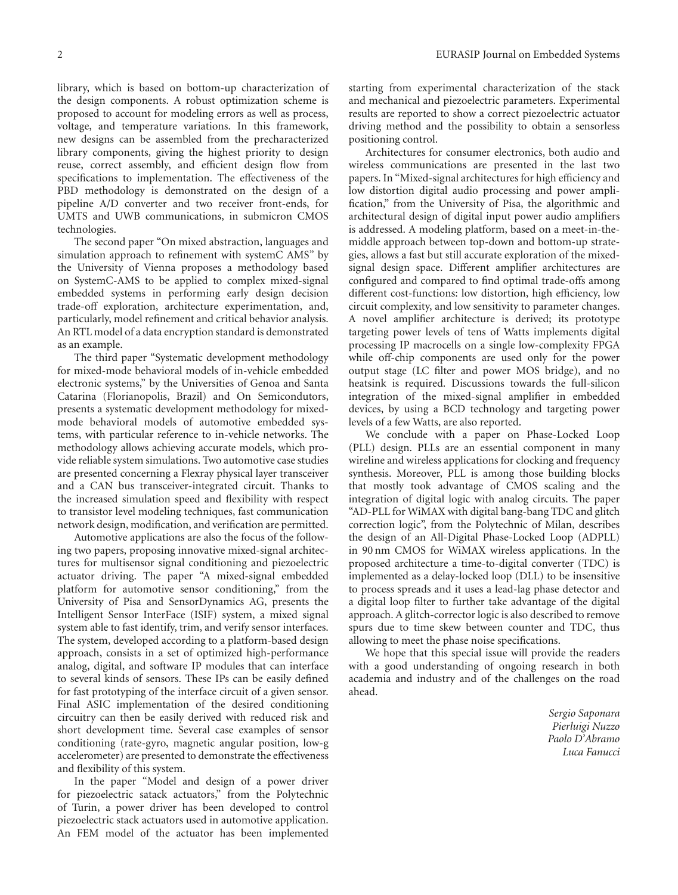library, which is based on bottom-up characterization of the design components. A robust optimization scheme is proposed to account for modeling errors as well as process, voltage, and temperature variations. In this framework, new designs can be assembled from the precharacterized library components, giving the highest priority to design reuse, correct assembly, and efficient design flow from specifications to implementation. The effectiveness of the PBD methodology is demonstrated on the design of a pipeline A/D converter and two receiver front-ends, for UMTS and UWB communications, in submicron CMOS technologies.

The second paper "On mixed abstraction, languages and simulation approach to refinement with systemC AMS" by the University of Vienna proposes a methodology based on SystemC-AMS to be applied to complex mixed-signal embedded systems in performing early design decision trade-off exploration, architecture experimentation, and, particularly, model refinement and critical behavior analysis. An RTL model of a data encryption standard is demonstrated as an example.

The third paper "Systematic development methodology for mixed-mode behavioral models of in-vehicle embedded electronic systems," by the Universities of Genoa and Santa Catarina (Florianopolis, Brazil) and On Semicondutors, presents a systematic development methodology for mixed-mode behavioral models of automotive embedded systems, with particular reference to in-vehicle networks. The methodology allows achieving accurate models, which provide reliable system simulations. Two automotive case studies are presented concerning a Flexray physical layer transceiver and a CAN bus transceiver-integrated circuit. Thanks to the increased simulation speed and flexibility with respect to transistor level modeling techniques, fast communication network design, modification, and verification are permitted.

Automotive applications are also the focus of the following two papers, proposing innovative mixed-signal architectures for multisensor signal conditioning and piezoelectric actuator driving. The paper "A mixed-signal embedded platform for automotive sensor conditioning," from the University of Pisa and SensorDynamics AG, presents the Intelligent Sensor InterFace (ISIF) system, a mixed signal system able to fast identify, trim, and verify sensor interfaces. The system, developed according to a platform-based design approach, consists in a set of optimized high-performance analog, digital, and software IP modules that can interface to several kinds of sensors. These IPs can be easily defined for fast prototyping of the interface circuit of a given sensor. Final ASIC implementation of the desired conditioning circuitry can then be easily derived with reduced risk and short development time. Several case examples of sensor conditioning (rate-gyro, magnetic angular position, low-g accelerometer) are presented to demonstrate the effectiveness and flexibility of this system.

In the paper "Model and design of a power driver for piezoelectric satack actuators," from the Polytechnic of Turin, a power driver has been developed to control piezoelectric stack actuators used in automotive application. An FEM model of the actuator has been implemented starting from experimental characterization of the stack and mechanical and piezoelectric parameters. Experimental results are reported to show a correct piezoelectric actuator driving method and the possibility to obtain a sensorless positioning control.

Architectures for consumer electronics, both audio and wireless communications are presented in the last two papers. In "Mixed-signal architectures for high efficiency and low distortion digital audio processing and power amplification," from the University of Pisa, the algorithmic and architectural design of digital input power audio amplifiers is addressed. A modeling platform, based on a meet-in-the-middle approach between top-down and bottom-up strategies, allows a fast but still accurate exploration of the mixed-signal design space. Different amplifier architectures are configured and compared to find optimal trade-offs among different cost-functions: low distortion, high efficiency, low circuit complexity, and low sensitivity to parameter changes. A novel amplifier architecture is derived; its prototype targeting power levels of tens of Watts implements digital processing IP macrocells on a single low-complexity FPGA while off-chip components are used only for the power output stage (LC filter and power MOS bridge), and no heatsink is required. Discussions towards the full-silicon integration of the mixed-signal amplifier in embedded devices, by using a BCD technology and targeting power levels of a few Watts, are also reported.

We conclude with a paper on Phase-Locked Loop (PLL) design. PLLs are an essential component in many wireline and wireless applications for clocking and frequency synthesis. Moreover, PLL is among those building blocks that mostly took advantage of CMOS scaling and the integration of digital logic with analog circuits. The paper "AD-PLL for WiMAX with digital bang-bang TDC and glitch correction logic", from the Polytechnic of Milan, describes the design of an All-Digital Phase-Locked Loop (ADPLL) in 90 nm CMOS for WiMAX wireless applications. In the proposed architecture a time-to-digital converter (TDC) is implemented as a delay-locked loop (DLL) to be insensitive to process spreads and it uses a lead-lag phase detector and a digital loop filter to further take advantage of the digital approach. A glitch-corrector logic is also described to remove spurs due to time skew between counter and TDC, thus allowing to meet the phase noise specifications.

We hope that this special issue will provide the readers with a good understanding of ongoing research in both academia and industry and of the challenges on the road ahead.

*Sergio Saponara*
*Pierluigi Nuzzo*
*Paolo D'Abramo*
*Luca Fanucci*